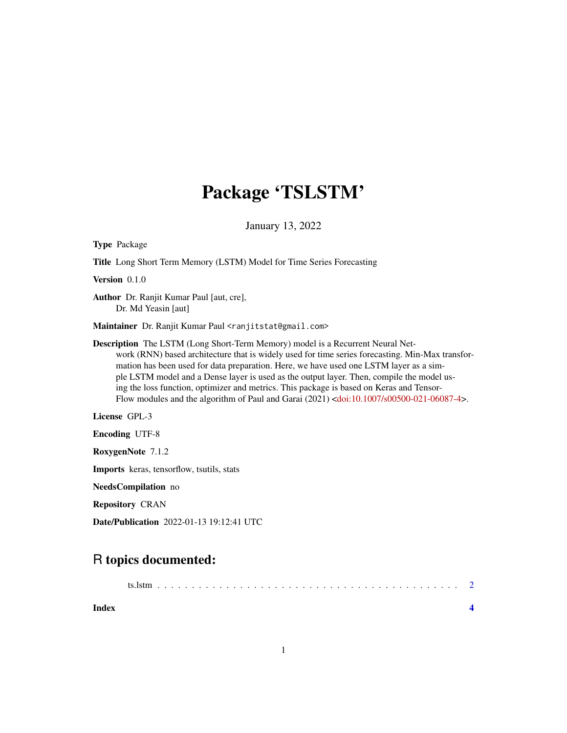# Package 'TSLSTM'

January 13, 2022

**Type** Package

**Title** Long Short Term Memory (LSTM) Model for Time Series Forecasting

**Version** 0.1.0

**Author** Dr. Ranjit Kumar Paul [aut, cre],
Dr. Md Yeasin [aut]

**Maintainer** Dr. Ranjit Kumar Paul <ranjitstat@gmail.com>

**Description** The LSTM (Long Short-Term Memory) model is a Recurrent Neural Network (RNN) based architecture that is widely used for time series forecasting. Min-Max transformation has been used for data preparation. Here, we have used one LSTM layer as a simple LSTM model and a Dense layer is used as the output layer. Then, compile the model using the loss function, optimizer and metrics. This package is based on Keras and TensorFlow modules and the algorithm of Paul and Garai (2021) <doi:10.1007/s00500-021-06087-4>.

**License** GPL-3

**Encoding** UTF-8

**RoxygenNote** 7.1.2

**Imports** keras, tensorflow, tsutils, stats

**NeedsCompilation** no

**Repository** CRAN

**Date/Publication** 2022-01-13 19:12:41 UTC

## R topics documented:

ts.lstm . . . . . . . . . . . . . . . . . . . . . . . . . . . . . . . . . . . . . . . . . . 2

**Index** **4**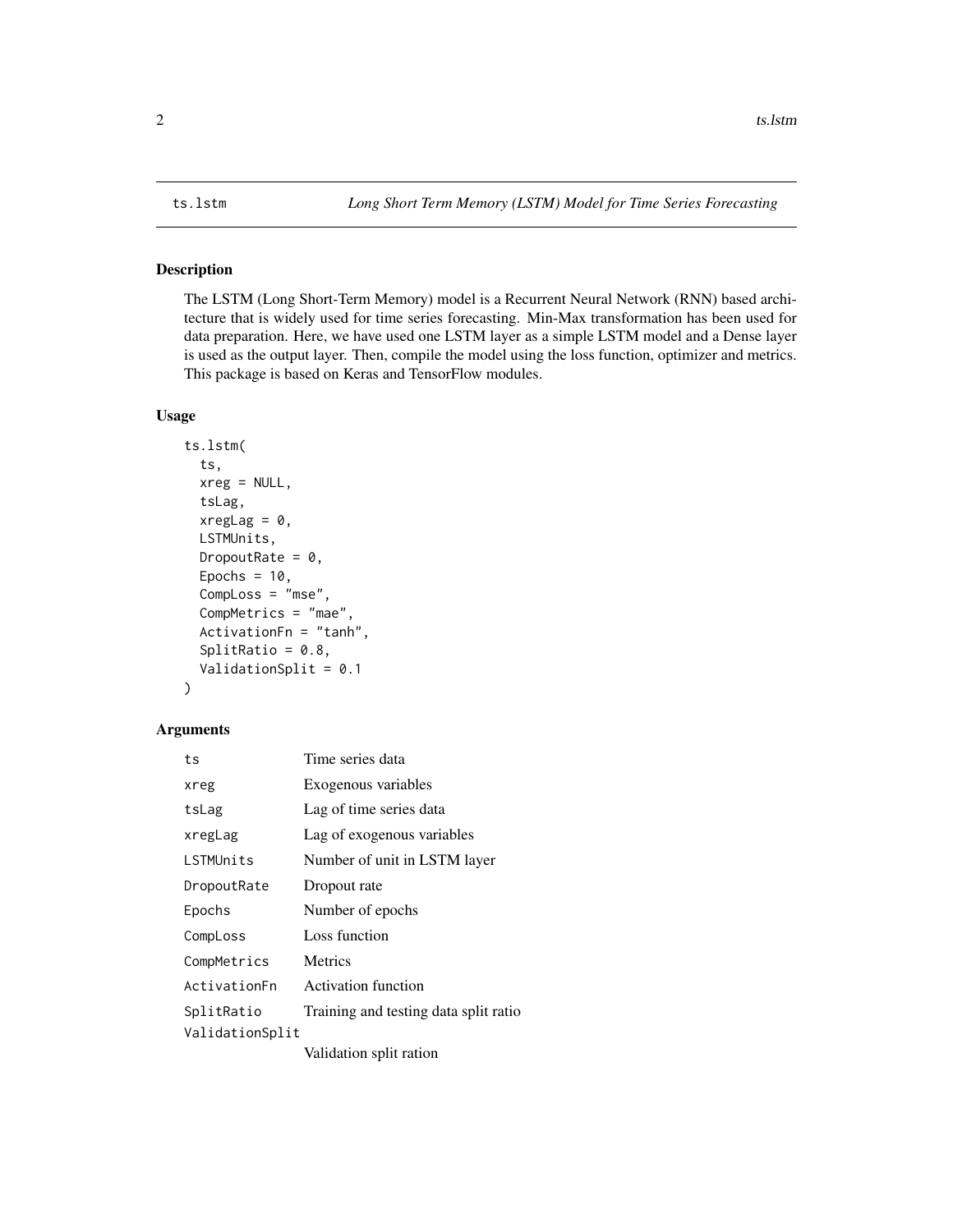## ts.lstm *Long Short Term Memory (LSTM) Model for Time Series Forecasting*

### Description

The LSTM (Long Short-Term Memory) model is a Recurrent Neural Network (RNN) based architecture that is widely used for time series forecasting. Min-Max transformation has been used for data preparation. Here, we have used one LSTM layer as a simple LSTM model and a Dense layer is used as the output layer. Then, compile the model using the loss function, optimizer and metrics. This package is based on Keras and TensorFlow modules.

### Usage

```
ts.lstm(
  ts,
  xreg = NULL,
  tsLag,
  xregLag = 0,
  LSTMUnits,
  DropoutRate = 0,
  Epochs = 10,
  CompLoss = "mse",
  CompMetrics = "mae",
  ActivationFn = "tanh",
  SplitRatio = 0.8,
  ValidationSplit = 0.1
)
```

### Arguments

| | |
|---|---|
| `ts` | Time series data |
| `xreg` | Exogenous variables |
| `tsLag` | Lag of time series data |
| `xregLag` | Lag of exogenous variables |
| `LSTMUnits` | Number of unit in LSTM layer |
| `DropoutRate` | Dropout rate |
| `Epochs` | Number of epochs |
| `CompLoss` | Loss function |
| `CompMetrics` | Metrics |
| `ActivationFn` | Activation function |
| `SplitRatio` | Training and testing data split ratio |
| `ValidationSplit` | Validation split ration |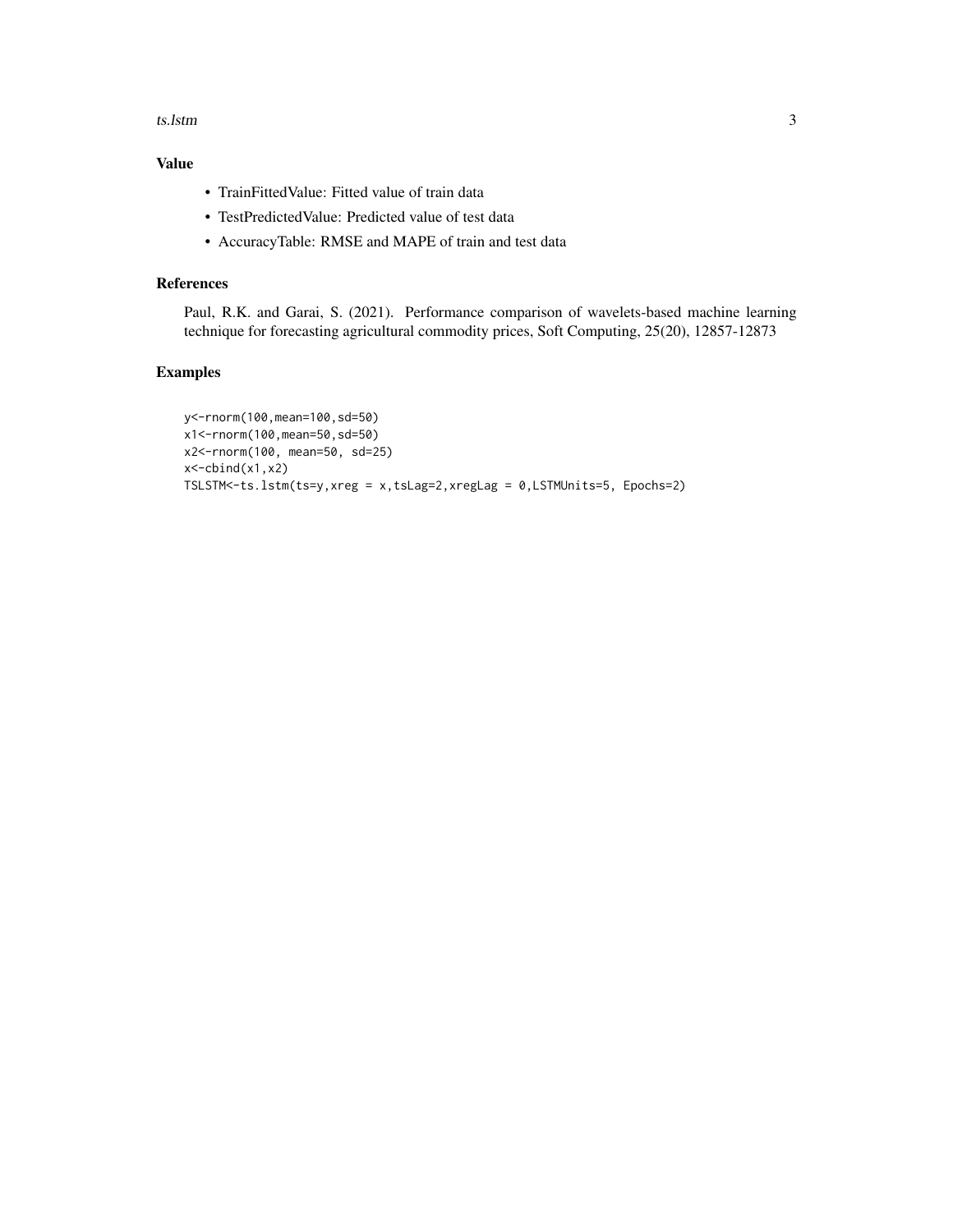## Value

- TrainFittedValue: Fitted value of train data
- TestPredictedValue: Predicted value of test data
- AccuracyTable: RMSE and MAPE of train and test data

## References

Paul, R.K. and Garai, S. (2021). Performance comparison of wavelets-based machine learning technique for forecasting agricultural commodity prices, Soft Computing, 25(20), 12857-12873

## Examples

```
y<-rnorm(100,mean=100,sd=50)
x1<-rnorm(100,mean=50,sd=50)
x2<-rnorm(100, mean=50, sd=25)
x<-cbind(x1,x2)
TSLSTM<-ts.lstm(ts=y,xreg = x,tsLag=2,xregLag = 0,LSTMUnits=5, Epochs=2)
```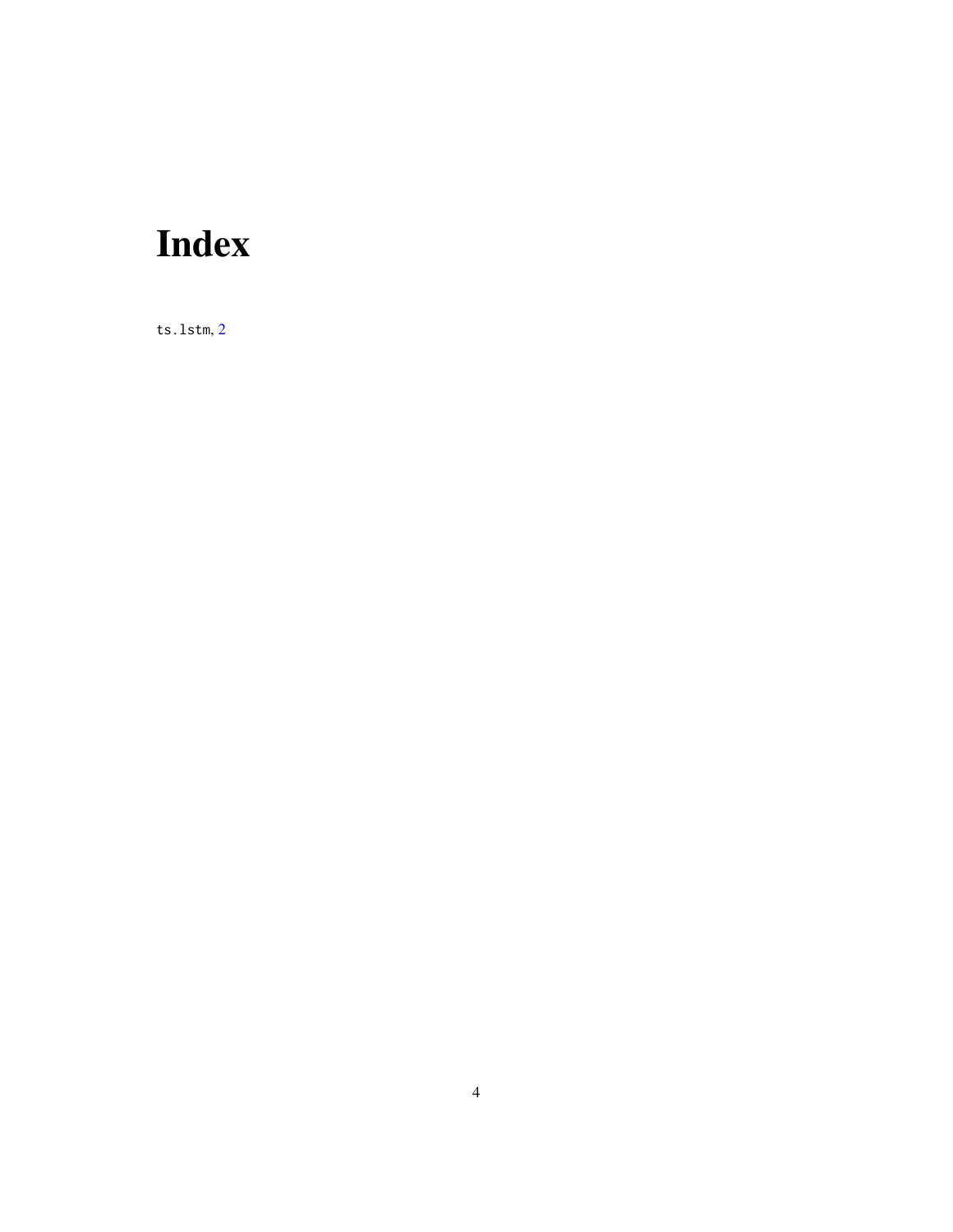# Index

ts.lstm, 2